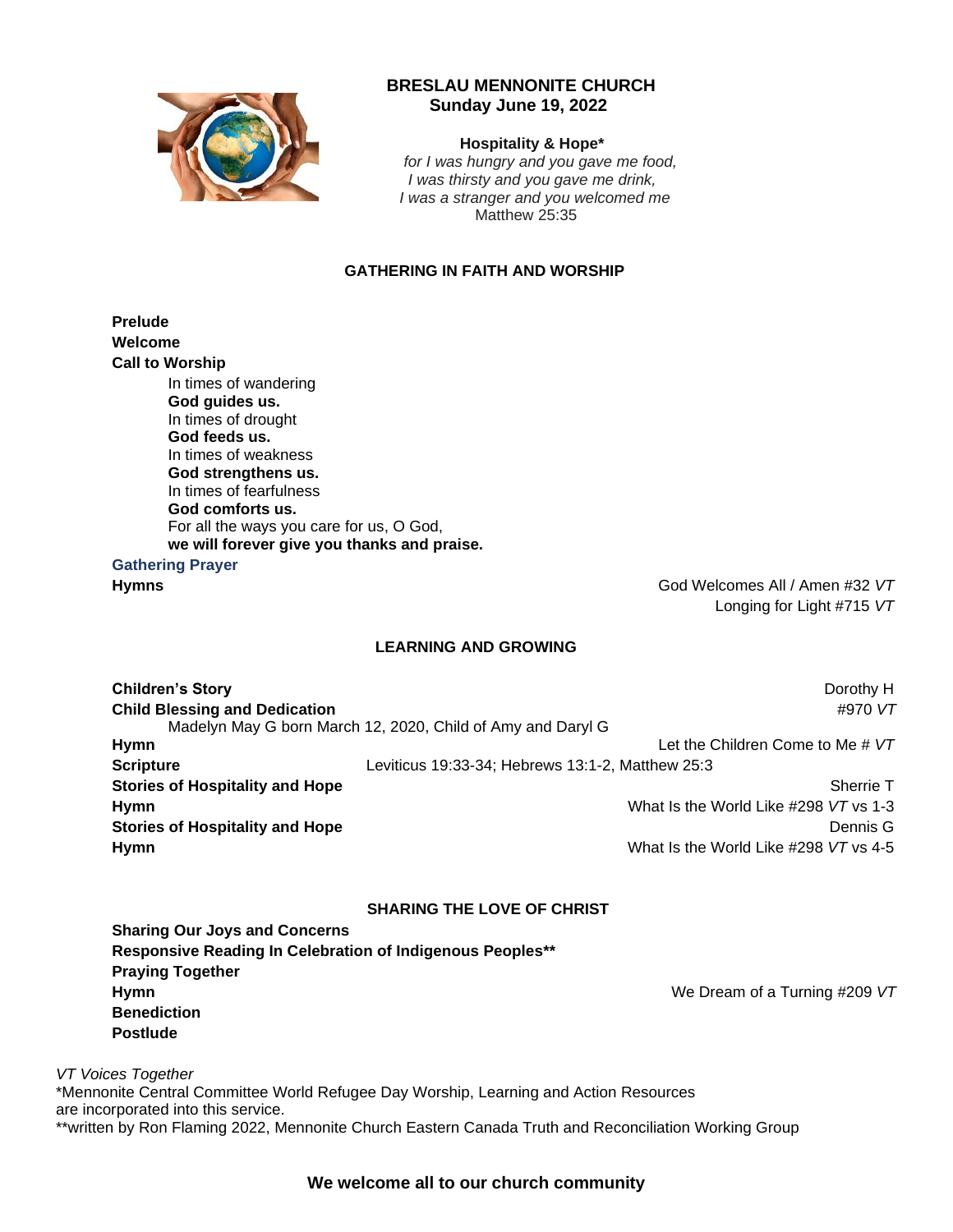# BRESLAU MENNONITE CHURCH
## Sunday June 19, 2022

**Hospitality & Hope***

*for I was hungry and you gave me food,*
*I was thirsty and you gave me drink,*
*I was a stranger and you welcomed me*
Matthew 25:35

### GATHERING IN FAITH AND WORSHIP

**Prelude**
**Welcome**
**Call to Worship**

In times of wandering
**God guides us.**
In times of drought
**God feeds us.**
In times of weakness
**God strengthens us.**
In times of fearfulness
**God comforts us.**
For all the ways you care for us, O God,
**we will forever give you thanks and praise.**

**Gathering Prayer**

**Hymns** — God Welcomes All / Amen #32 *VT*; Longing for Light #715 *VT*

### LEARNING AND GROWING

**Children's Story** — Dorothy H
**Child Blessing and Dedication** — #970 *VT*
Madelyn May G born March 12, 2020, Child of Amy and Daryl G
**Hymn** — Let the Children Come to Me # *VT*
**Scripture** — Leviticus 19:33-34; Hebrews 13:1-2, Matthew 25:3
**Stories of Hospitality and Hope** — Sherrie T
**Hymn** — What Is the World Like #298 *VT* vs 1-3
**Stories of Hospitality and Hope** — Dennis G
**Hymn** — What Is the World Like #298 *VT* vs 4-5

### SHARING THE LOVE OF CHRIST

**Sharing Our Joys and Concerns**
**Responsive Reading In Celebration of Indigenous Peoples****
**Praying Together**
**Hymn** — We Dream of a Turning #209 *VT*
**Benediction**
**Postlude**

*VT Voices Together*
*Mennonite Central Committee World Refugee Day Worship, Learning and Action Resources are incorporated into this service.
**written by Ron Flaming 2022, Mennonite Church Eastern Canada Truth and Reconciliation Working Group

**We welcome all to our church community**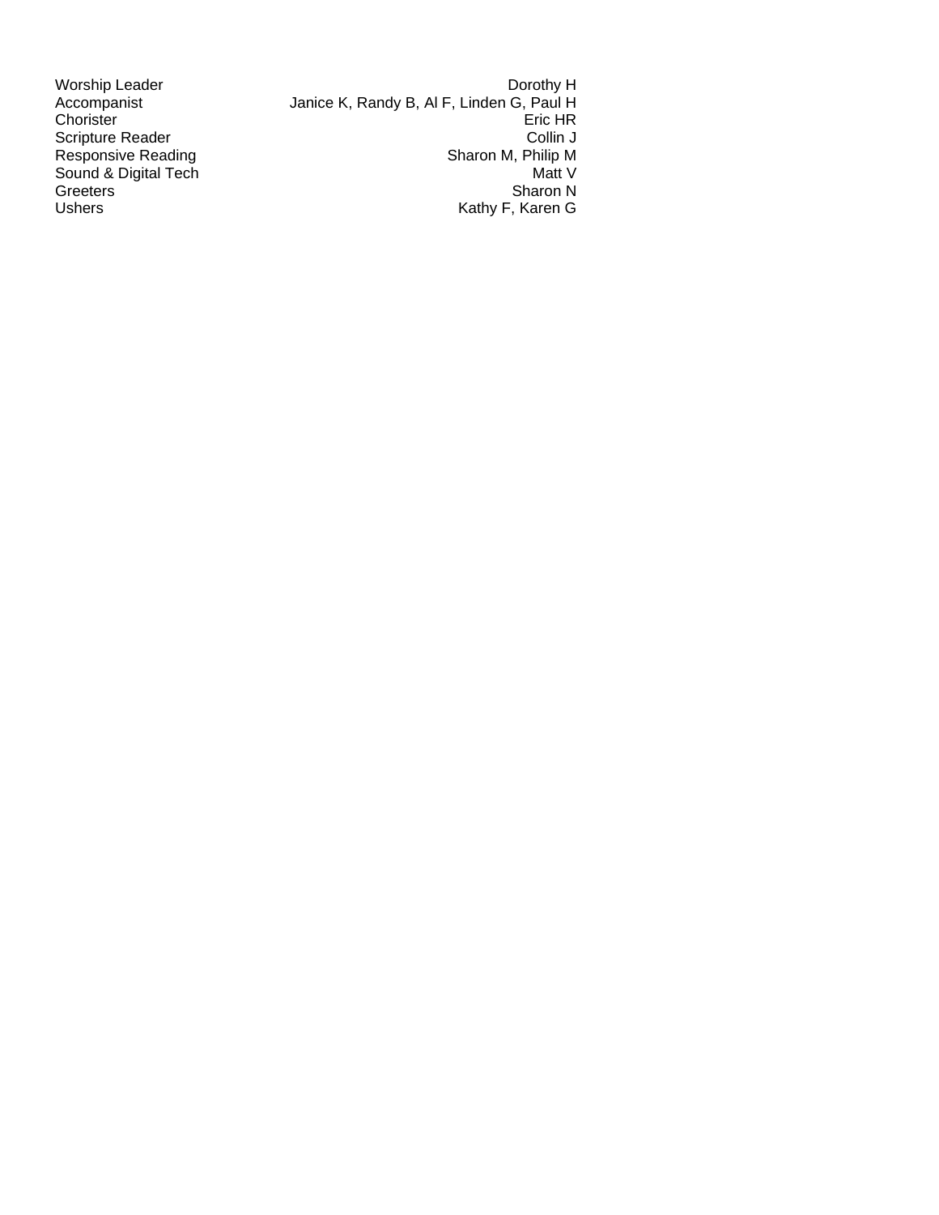| | |
|---|---|
| Worship Leader | Dorothy H |
| Accompanist | Janice K, Randy B, Al F, Linden G, Paul H |
| Chorister | Eric HR |
| Scripture Reader | Collin J |
| Responsive Reading | Sharon M, Philip M |
| Sound & Digital Tech | Matt V |
| Greeters | Sharon N |
| Ushers | Kathy F, Karen G |